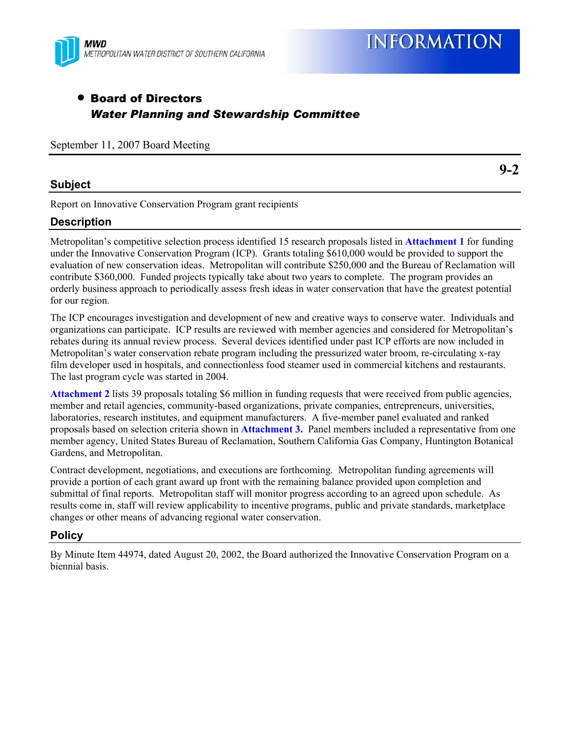MWD
METROPOLITAN WATER DISTRICT OF SOUTHERN CALIFORNIA

# INFORMATION

- **Board of Directors**
  ***Water Planning and Stewardship Committee***

September 11, 2007 Board Meeting

**9-2**

## Subject

Report on Innovative Conservation Program grant recipients

## Description

Metropolitan's competitive selection process identified 15 research proposals listed in **Attachment 1** for funding under the Innovative Conservation Program (ICP). Grants totaling $610,000 would be provided to support the evaluation of new conservation ideas. Metropolitan will contribute $250,000 and the Bureau of Reclamation will contribute $360,000. Funded projects typically take about two years to complete. The program provides an orderly business approach to periodically assess fresh ideas in water conservation that have the greatest potential for our region.

The ICP encourages investigation and development of new and creative ways to conserve water. Individuals and organizations can participate. ICP results are reviewed with member agencies and considered for Metropolitan's rebates during its annual review process. Several devices identified under past ICP efforts are now included in Metropolitan's water conservation rebate program including the pressurized water broom, re-circulating x-ray film developer used in hospitals, and connectionless food steamer used in commercial kitchens and restaurants. The last program cycle was started in 2004.

**Attachment 2** lists 39 proposals totaling $6 million in funding requests that were received from public agencies, member and retail agencies, community-based organizations, private companies, entrepreneurs, universities, laboratories, research institutes, and equipment manufacturers. A five-member panel evaluated and ranked proposals based on selection criteria shown in **Attachment 3.** Panel members included a representative from one member agency, United States Bureau of Reclamation, Southern California Gas Company, Huntington Botanical Gardens, and Metropolitan.

Contract development, negotiations, and executions are forthcoming. Metropolitan funding agreements will provide a portion of each grant award up front with the remaining balance provided upon completion and submittal of final reports. Metropolitan staff will monitor progress according to an agreed upon schedule. As results come in, staff will review applicability to incentive programs, public and private standards, marketplace changes or other means of advancing regional water conservation.

## Policy

By Minute Item 44974, dated August 20, 2002, the Board authorized the Innovative Conservation Program on a biennial basis.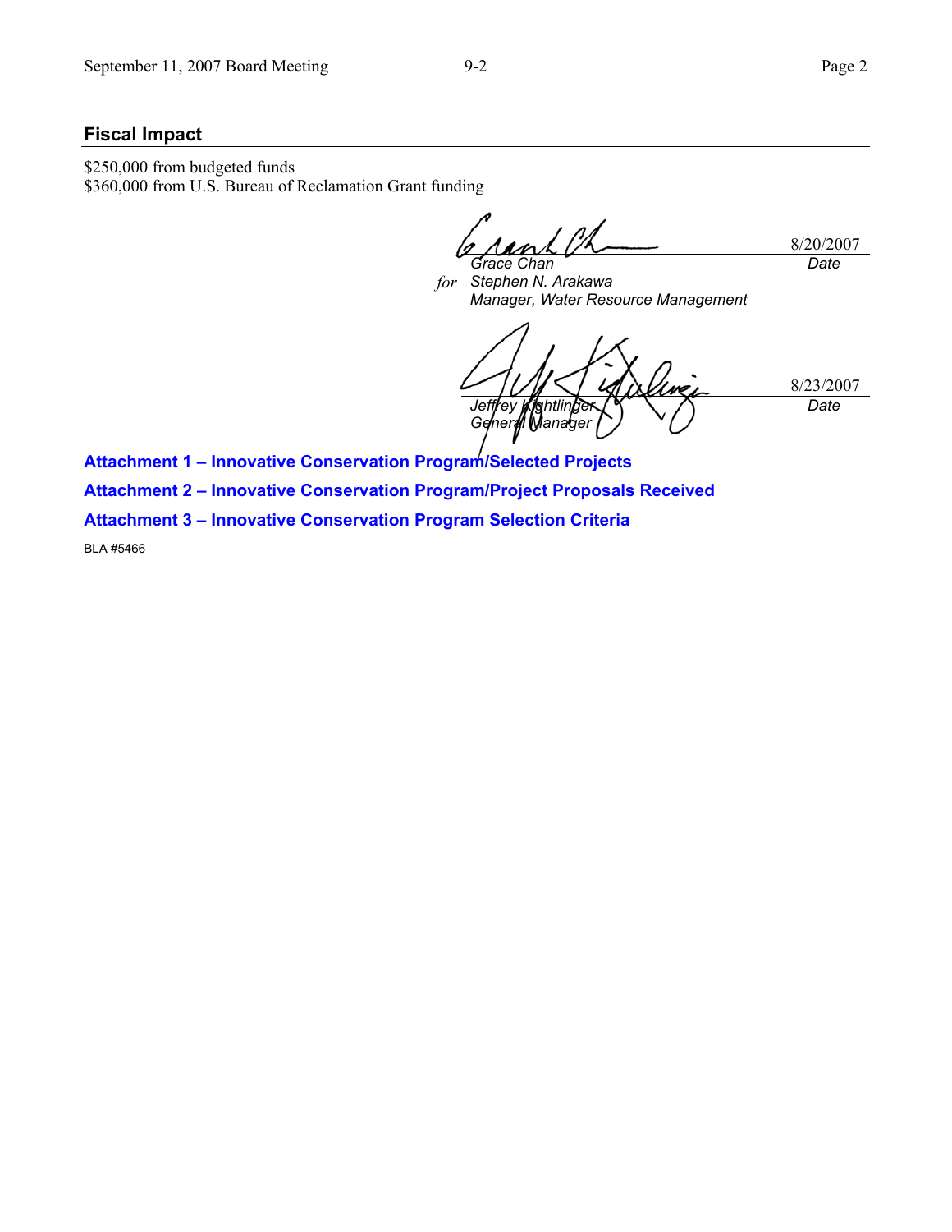## Fiscal Impact

$250,000 from budgeted funds
$360,000 from U.S. Bureau of Reclamation Grant funding

*Grace Chan* 8/20/2007
*for* *Stephen N. Arakawa* *Date*
*Manager, Water Resource Management*

*Jeffrey Kightlinger* 8/23/2007
*General Manager* *Date*

**Attachment 1 – Innovative Conservation Program/Selected Projects**

**Attachment 2 – Innovative Conservation Program/Project Proposals Received**

**Attachment 3 – Innovative Conservation Program Selection Criteria**

BLA #5466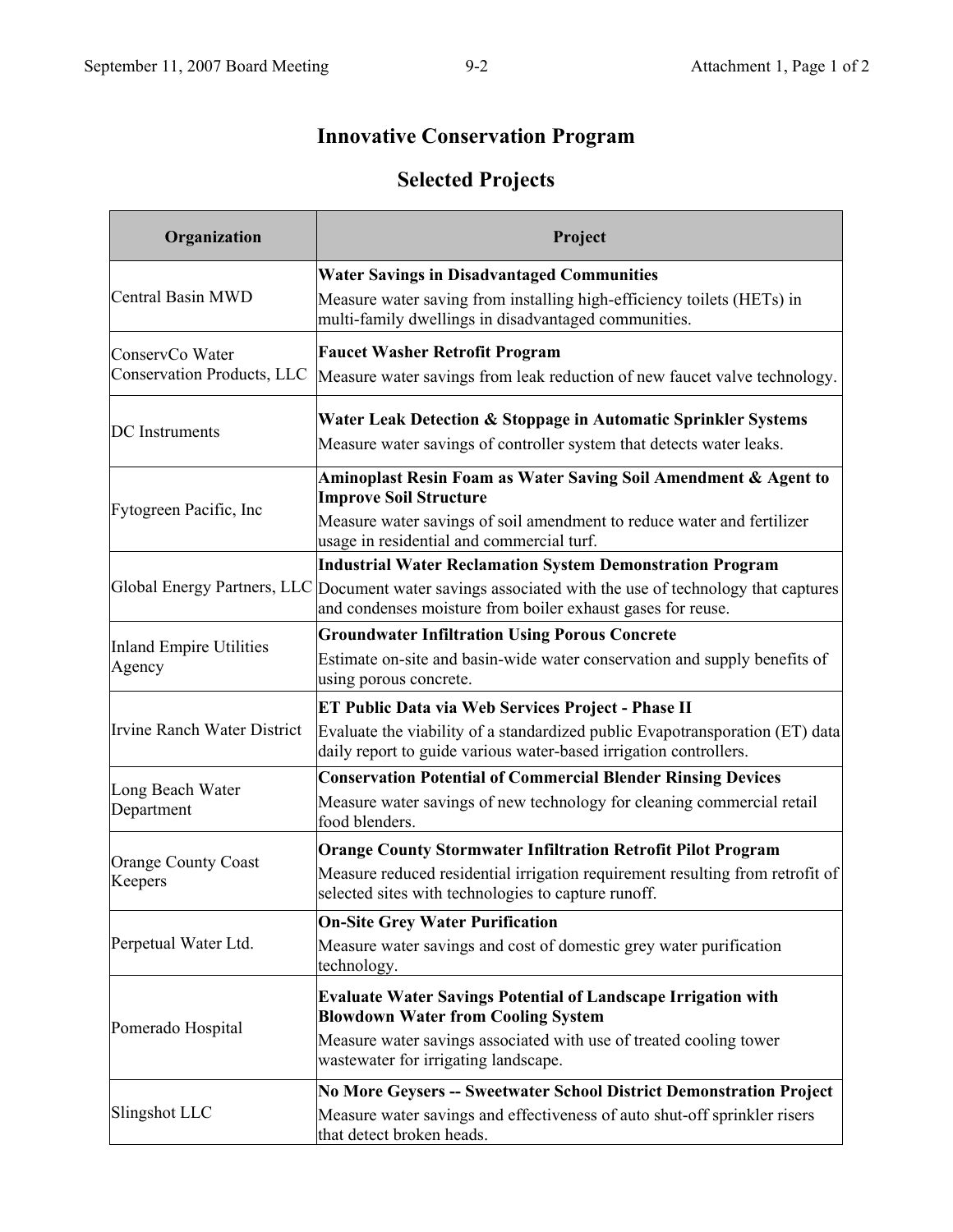# Innovative Conservation Program

## Selected Projects

| Organization | Project |
|---|---|
| Central Basin MWD | **Water Savings in Disadvantaged Communities** Measure water saving from installing high-efficiency toilets (HETs) in multi-family dwellings in disadvantaged communities. |
| ConservCo Water Conservation Products, LLC | **Faucet Washer Retrofit Program** Measure water savings from leak reduction of new faucet valve technology. |
| DC Instruments | **Water Leak Detection & Stoppage in Automatic Sprinkler Systems** Measure water savings of controller system that detects water leaks. |
| Fytogreen Pacific, Inc | **Aminoplast Resin Foam as Water Saving Soil Amendment & Agent to Improve Soil Structure** Measure water savings of soil amendment to reduce water and fertilizer usage in residential and commercial turf. |
| Global Energy Partners, LLC | **Industrial Water Reclamation System Demonstration Program** Document water savings associated with the use of technology that captures and condenses moisture from boiler exhaust gases for reuse. |
| Inland Empire Utilities Agency | **Groundwater Infiltration Using Porous Concrete** Estimate on-site and basin-wide water conservation and supply benefits of using porous concrete. |
| Irvine Ranch Water District | **ET Public Data via Web Services Project - Phase II** Evaluate the viability of a standardized public Evapotransporation (ET) data daily report to guide various water-based irrigation controllers. |
| Long Beach Water Department | **Conservation Potential of Commercial Blender Rinsing Devices** Measure water savings of new technology for cleaning commercial retail food blenders. |
| Orange County Coast Keepers | **Orange County Stormwater Infiltration Retrofit Pilot Program** Measure reduced residential irrigation requirement resulting from retrofit of selected sites with technologies to capture runoff. |
| Perpetual Water Ltd. | **On-Site Grey Water Purification** Measure water savings and cost of domestic grey water purification technology. |
| Pomerado Hospital | **Evaluate Water Savings Potential of Landscape Irrigation with Blowdown Water from Cooling System** Measure water savings associated with use of treated cooling tower wastewater for irrigating landscape. |
| Slingshot LLC | **No More Geysers -- Sweetwater School District Demonstration Project** Measure water savings and effectiveness of auto shut-off sprinkler risers that detect broken heads. |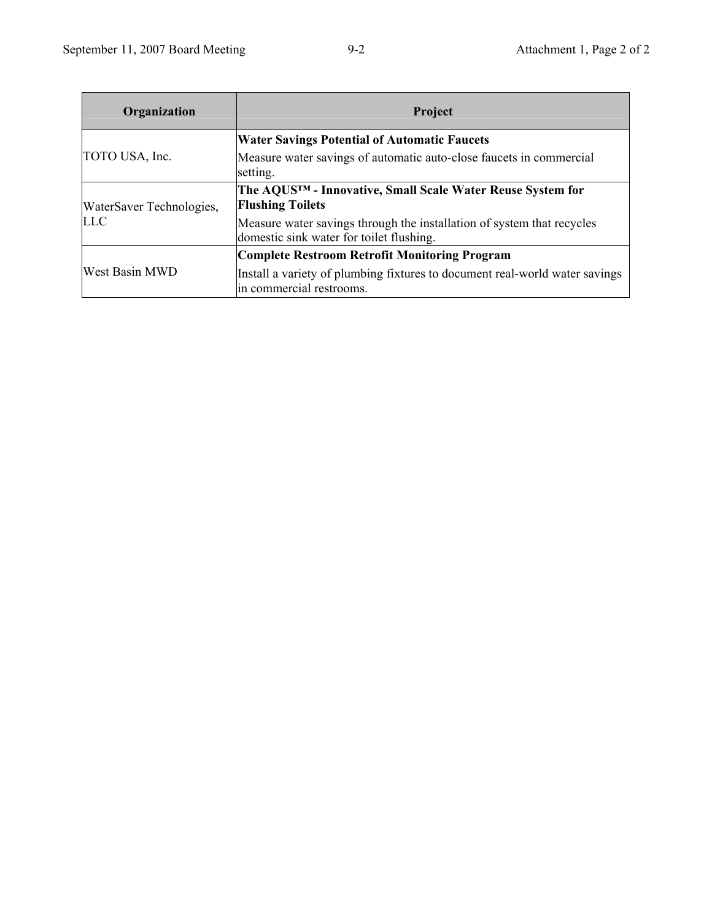| Organization | Project |
|---|---|
| TOTO USA, Inc. | **Water Savings Potential of Automatic Faucets**<br>Measure water savings of automatic auto-close faucets in commercial setting. |
| WaterSaver Technologies, LLC | **The AQUS™ - Innovative, Small Scale Water Reuse System for Flushing Toilets**<br>Measure water savings through the installation of system that recycles domestic sink water for toilet flushing. |
| West Basin MWD | **Complete Restroom Retrofit Monitoring Program**<br>Install a variety of plumbing fixtures to document real-world water savings in commercial restrooms. |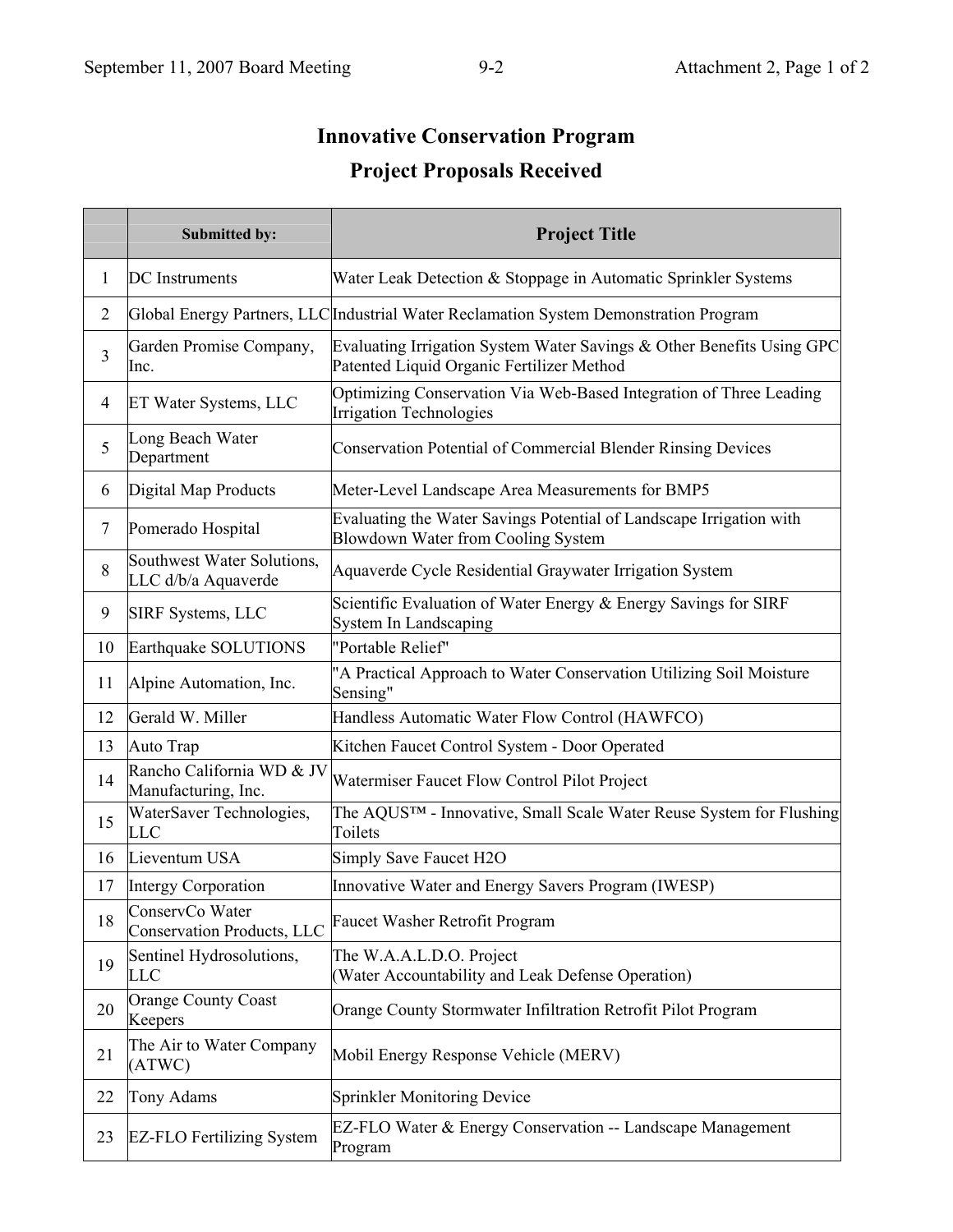# Innovative Conservation Program

## Project Proposals Received

| | Submitted by: | Project Title |
|---|---|---|
| 1 | DC Instruments | Water Leak Detection & Stoppage in Automatic Sprinkler Systems |
| 2 | Global Energy Partners, LLC | Industrial Water Reclamation System Demonstration Program |
| 3 | Garden Promise Company, Inc. | Evaluating Irrigation System Water Savings & Other Benefits Using GPC Patented Liquid Organic Fertilizer Method |
| 4 | ET Water Systems, LLC | Optimizing Conservation Via Web-Based Integration of Three Leading Irrigation Technologies |
| 5 | Long Beach Water Department | Conservation Potential of Commercial Blender Rinsing Devices |
| 6 | Digital Map Products | Meter-Level Landscape Area Measurements for BMP5 |
| 7 | Pomerado Hospital | Evaluating the Water Savings Potential of Landscape Irrigation with Blowdown Water from Cooling System |
| 8 | Southwest Water Solutions, LLC d/b/a Aquaverde | Aquaverde Cycle Residential Graywater Irrigation System |
| 9 | SIRF Systems, LLC | Scientific Evaluation of Water Energy & Energy Savings for SIRF System In Landscaping |
| 10 | Earthquake SOLUTIONS | "Portable Relief" |
| 11 | Alpine Automation, Inc. | "A Practical Approach to Water Conservation Utilizing Soil Moisture Sensing" |
| 12 | Gerald W. Miller | Handless Automatic Water Flow Control (HAWFCO) |
| 13 | Auto Trap | Kitchen Faucet Control System - Door Operated |
| 14 | Rancho California WD & JV Manufacturing, Inc. | Watermiser Faucet Flow Control Pilot Project |
| 15 | WaterSaver Technologies, LLC | The AQUS™ - Innovative, Small Scale Water Reuse System for Flushing Toilets |
| 16 | Lieventum USA | Simply Save Faucet H2O |
| 17 | Intergy Corporation | Innovative Water and Energy Savers Program (IWESP) |
| 18 | ConservCo Water Conservation Products, LLC | Faucet Washer Retrofit Program |
| 19 | Sentinel Hydrosolutions, LLC | The W.A.A.L.D.O. Project (Water Accountability and Leak Defense Operation) |
| 20 | Orange County Coast Keepers | Orange County Stormwater Infiltration Retrofit Pilot Program |
| 21 | The Air to Water Company (ATWC) | Mobil Energy Response Vehicle (MERV) |
| 22 | Tony Adams | Sprinkler Monitoring Device |
| 23 | EZ-FLO Fertilizing System | EZ-FLO Water & Energy Conservation -- Landscape Management Program |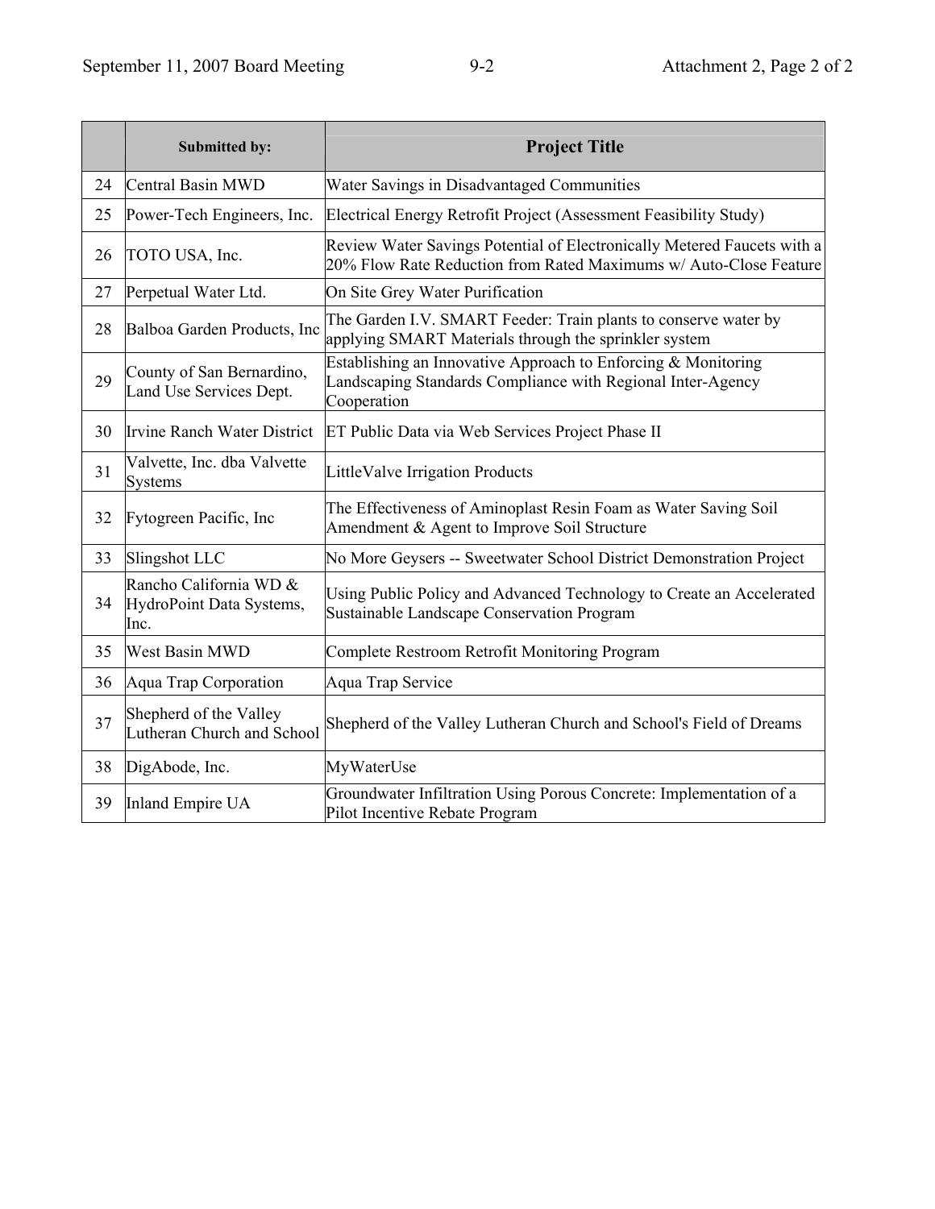| | Submitted by: | Project Title |
|---|---|---|
| 24 | Central Basin MWD | Water Savings in Disadvantaged Communities |
| 25 | Power-Tech Engineers, Inc. | Electrical Energy Retrofit Project (Assessment Feasibility Study) |
| 26 | TOTO USA, Inc. | Review Water Savings Potential of Electronically Metered Faucets with a 20% Flow Rate Reduction from Rated Maximums w/ Auto-Close Feature |
| 27 | Perpetual Water Ltd. | On Site Grey Water Purification |
| 28 | Balboa Garden Products, Inc | The Garden I.V. SMART Feeder: Train plants to conserve water by applying SMART Materials through the sprinkler system |
| 29 | County of San Bernardino, Land Use Services Dept. | Establishing an Innovative Approach to Enforcing & Monitoring Landscaping Standards Compliance with Regional Inter-Agency Cooperation |
| 30 | Irvine Ranch Water District | ET Public Data via Web Services Project Phase II |
| 31 | Valvette, Inc. dba Valvette Systems | LittleValve Irrigation Products |
| 32 | Fytogreen Pacific, Inc | The Effectiveness of Aminoplast Resin Foam as Water Saving Soil Amendment & Agent to Improve Soil Structure |
| 33 | Slingshot LLC | No More Geysers -- Sweetwater School District Demonstration Project |
| 34 | Rancho California WD & HydroPoint Data Systems, Inc. | Using Public Policy and Advanced Technology to Create an Accelerated Sustainable Landscape Conservation Program |
| 35 | West Basin MWD | Complete Restroom Retrofit Monitoring Program |
| 36 | Aqua Trap Corporation | Aqua Trap Service |
| 37 | Shepherd of the Valley Lutheran Church and School | Shepherd of the Valley Lutheran Church and School's Field of Dreams |
| 38 | DigAbode, Inc. | MyWaterUse |
| 39 | Inland Empire UA | Groundwater Infiltration Using Porous Concrete: Implementation of a Pilot Incentive Rebate Program |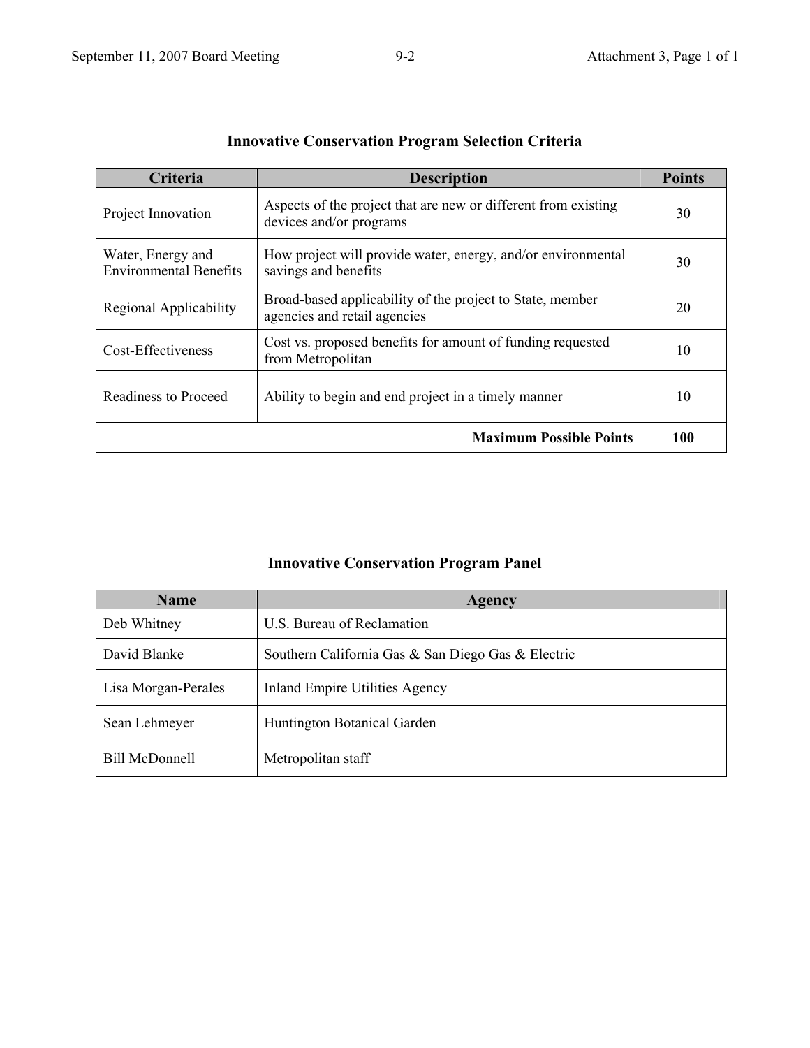## Innovative Conservation Program Selection Criteria

| Criteria | Description | Points |
|---|---|---|
| Project Innovation | Aspects of the project that are new or different from existing devices and/or programs | 30 |
| Water, Energy and Environmental Benefits | How project will provide water, energy, and/or environmental savings and benefits | 30 |
| Regional Applicability | Broad-based applicability of the project to State, member agencies and retail agencies | 20 |
| Cost-Effectiveness | Cost vs. proposed benefits for amount of funding requested from Metropolitan | 10 |
| Readiness to Proceed | Ability to begin and end project in a timely manner | 10 |
| | **Maximum Possible Points** | **100** |

## Innovative Conservation Program Panel

| Name | Agency |
|---|---|
| Deb Whitney | U.S. Bureau of Reclamation |
| David Blanke | Southern California Gas & San Diego Gas & Electric |
| Lisa Morgan-Perales | Inland Empire Utilities Agency |
| Sean Lehmeyer | Huntington Botanical Garden |
| Bill McDonnell | Metropolitan staff |